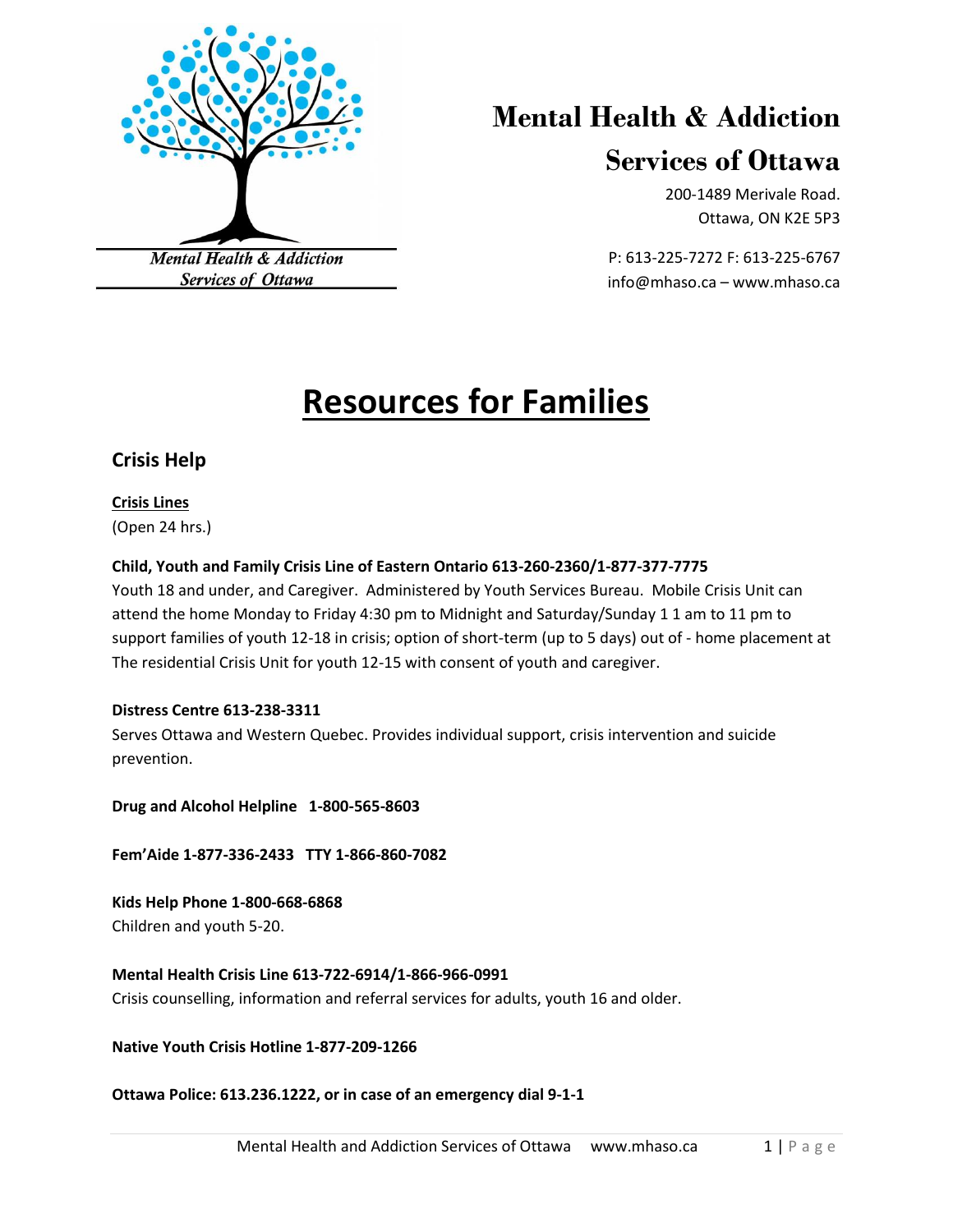# Mental Health & Addiction Services of Ottawa

200-1489 Merivale Road.
Ottawa, ON K2E 5P3

P: 613-225-7272 F: 613-225-6767
info@mhaso.ca – www.mhaso.ca

# Resources for Families

## Crisis Help

**Crisis Lines**
(Open 24 hrs.)

**Child, Youth and Family Crisis Line of Eastern Ontario 613-260-2360/1-877-377-7775**
Youth 18 and under, and Caregiver. Administered by Youth Services Bureau. Mobile Crisis Unit can attend the home Monday to Friday 4:30 pm to Midnight and Saturday/Sunday 1 1 am to 11 pm to support families of youth 12-18 in crisis; option of short-term (up to 5 days) out of - home placement at The residential Crisis Unit for youth 12-15 with consent of youth and caregiver.

**Distress Centre 613-238-3311**
Serves Ottawa and Western Quebec. Provides individual support, crisis intervention and suicide prevention.

**Drug and Alcohol Helpline 1-800-565-8603**

**Fem'Aide 1-877-336-2433 TTY 1-866-860-7082**

**Kids Help Phone 1-800-668-6868**
Children and youth 5-20.

**Mental Health Crisis Line 613-722-6914/1-866-966-0991**
Crisis counselling, information and referral services for adults, youth 16 and older.

**Native Youth Crisis Hotline 1-877-209-1266**

**Ottawa Police: 613.236.1222, or in case of an emergency dial 9-1-1**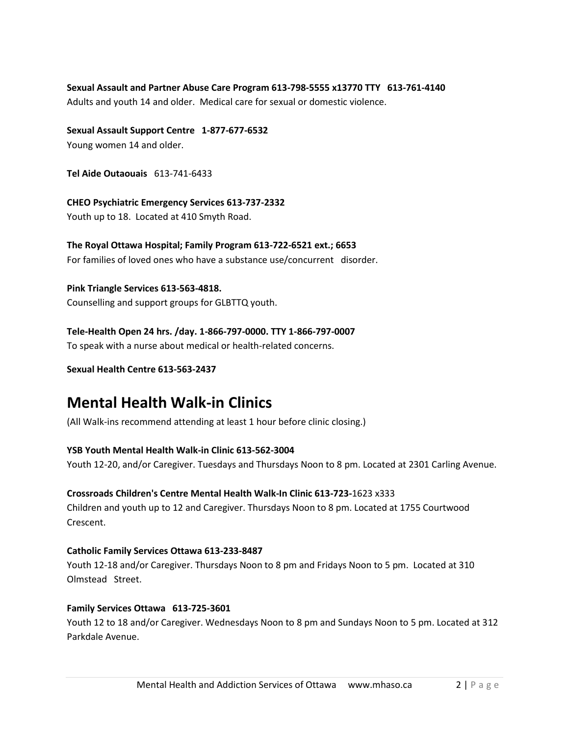**Sexual Assault and Partner Abuse Care Program 613-798-5555 x13770 TTY 613-761-4140**
Adults and youth 14 and older. Medical care for sexual or domestic violence.

**Sexual Assault Support Centre 1-877-677-6532**
Young women 14 and older.

**Tel Aide Outaouais** 613-741-6433

**CHEO Psychiatric Emergency Services 613-737-2332**
Youth up to 18. Located at 410 Smyth Road.

**The Royal Ottawa Hospital; Family Program 613-722-6521 ext.; 6653**
For families of loved ones who have a substance use/concurrent disorder.

**Pink Triangle Services 613-563-4818.**
Counselling and support groups for GLBTTQ youth.

**Tele-Health Open 24 hrs. /day. 1-866-797-0000. TTY 1-866-797-0007**
To speak with a nurse about medical or health-related concerns.

**Sexual Health Centre 613-563-2437**

# Mental Health Walk-in Clinics

(All Walk-ins recommend attending at least 1 hour before clinic closing.)

**YSB Youth Mental Health Walk-in Clinic 613-562-3004**
Youth 12-20, and/or Caregiver. Tuesdays and Thursdays Noon to 8 pm. Located at 2301 Carling Avenue.

**Crossroads Children's Centre Mental Health Walk-In Clinic 613-723-**1623 x333
Children and youth up to 12 and Caregiver. Thursdays Noon to 8 pm. Located at 1755 Courtwood Crescent.

**Catholic Family Services Ottawa 613-233-8487**
Youth 12-18 and/or Caregiver. Thursdays Noon to 8 pm and Fridays Noon to 5 pm. Located at 310 Olmstead Street.

**Family Services Ottawa 613-725-3601**
Youth 12 to 18 and/or Caregiver. Wednesdays Noon to 8 pm and Sundays Noon to 5 pm. Located at 312 Parkdale Avenue.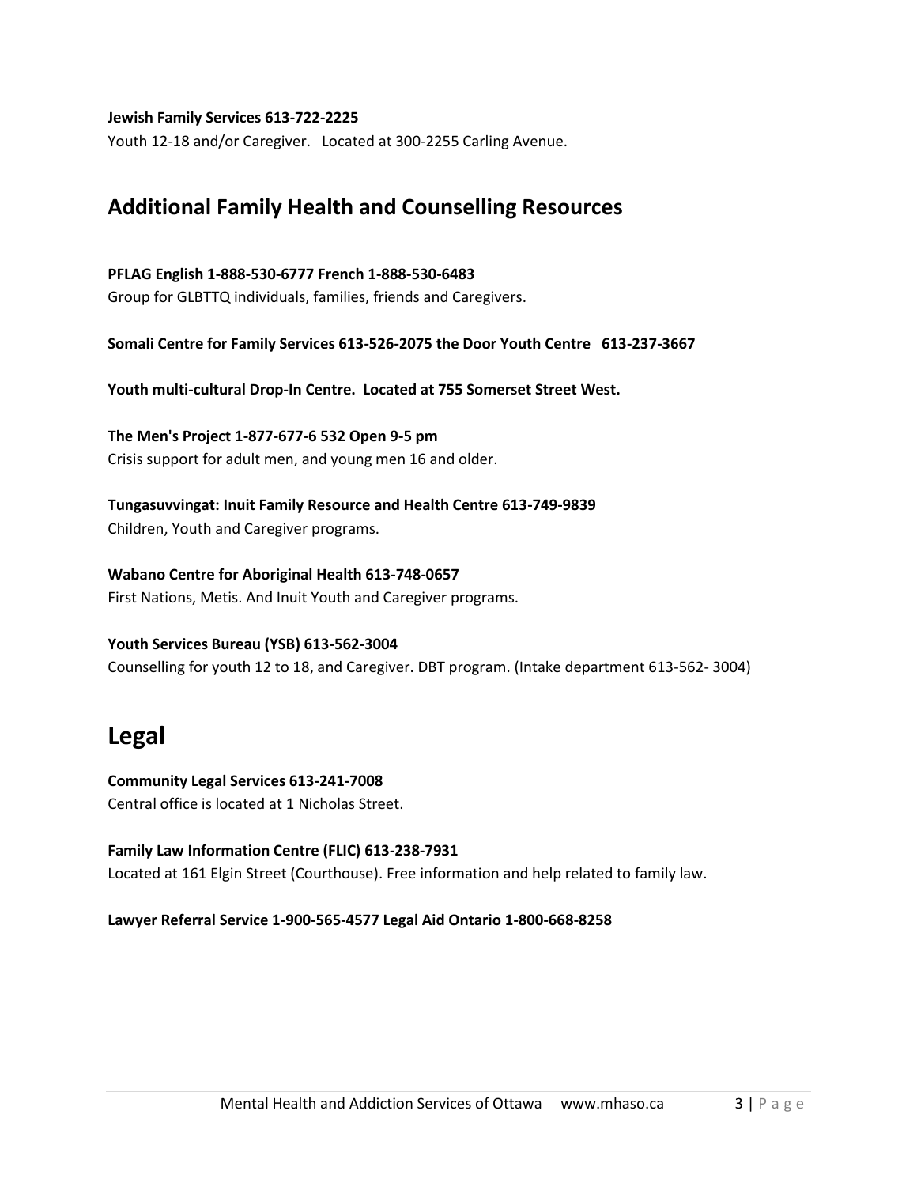**Jewish Family Services 613-722-2225**

Youth 12-18 and/or Caregiver. Located at 300-2255 Carling Avenue.

## Additional Family Health and Counselling Resources

**PFLAG English 1-888-530-6777 French 1-888-530-6483**

Group for GLBTTQ individuals, families, friends and Caregivers.

**Somali Centre for Family Services 613-526-2075 the Door Youth Centre 613-237-3667**

**Youth multi-cultural Drop-In Centre. Located at 755 Somerset Street West.**

**The Men's Project 1-877-677-6 532 Open 9-5 pm**

Crisis support for adult men, and young men 16 and older.

**Tungasuvvingat: Inuit Family Resource and Health Centre 613-749-9839**

Children, Youth and Caregiver programs.

**Wabano Centre for Aboriginal Health 613-748-0657**

First Nations, Metis. And Inuit Youth and Caregiver programs.

**Youth Services Bureau (YSB) 613-562-3004**

Counselling for youth 12 to 18, and Caregiver. DBT program. (Intake department 613-562- 3004)

# Legal

**Community Legal Services 613-241-7008**

Central office is located at 1 Nicholas Street.

**Family Law Information Centre (FLIC) 613-238-7931**

Located at 161 Elgin Street (Courthouse). Free information and help related to family law.

**Lawyer Referral Service 1-900-565-4577 Legal Aid Ontario 1-800-668-8258**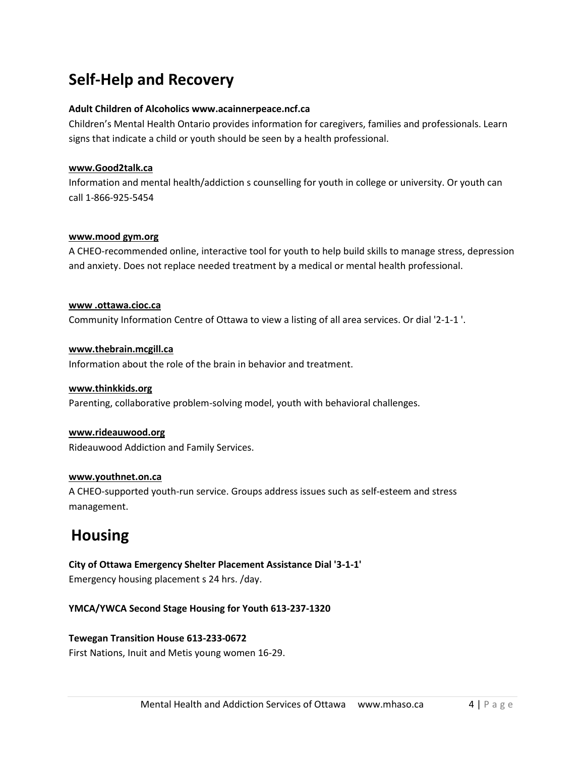## Self-Help and Recovery

**Adult Children of Alcoholics www.acainnerpeace.ncf.ca**

Children's Mental Health Ontario provides information for caregivers, families and professionals. Learn signs that indicate a child or youth should be seen by a health professional.

**www.Good2talk.ca**

Information and mental health/addiction s counselling for youth in college or university. Or youth can call 1-866-925-5454

**www.mood gym.org**

A CHEO-recommended online, interactive tool for youth to help build skills to manage stress, depression and anxiety. Does not replace needed treatment by a medical or mental health professional.

**www .ottawa.cioc.ca**

Community Information Centre of Ottawa to view a listing of all area services. Or dial '2-1-1 '.

**www.thebrain.mcgill.ca**

Information about the role of the brain in behavior and treatment.

**www.thinkkids.org**

Parenting, collaborative problem-solving model, youth with behavioral challenges.

**www.rideauwood.org**

Rideauwood Addiction and Family Services.

**www.youthnet.on.ca**

A CHEO-supported youth-run service. Groups address issues such as self-esteem and stress management.

## Housing

**City of Ottawa Emergency Shelter Placement Assistance Dial '3-1-1'**

Emergency housing placement s 24 hrs. /day.

**YMCA/YWCA Second Stage Housing for Youth 613-237-1320**

**Tewegan Transition House 613-233-0672**

First Nations, Inuit and Metis young women 16-29.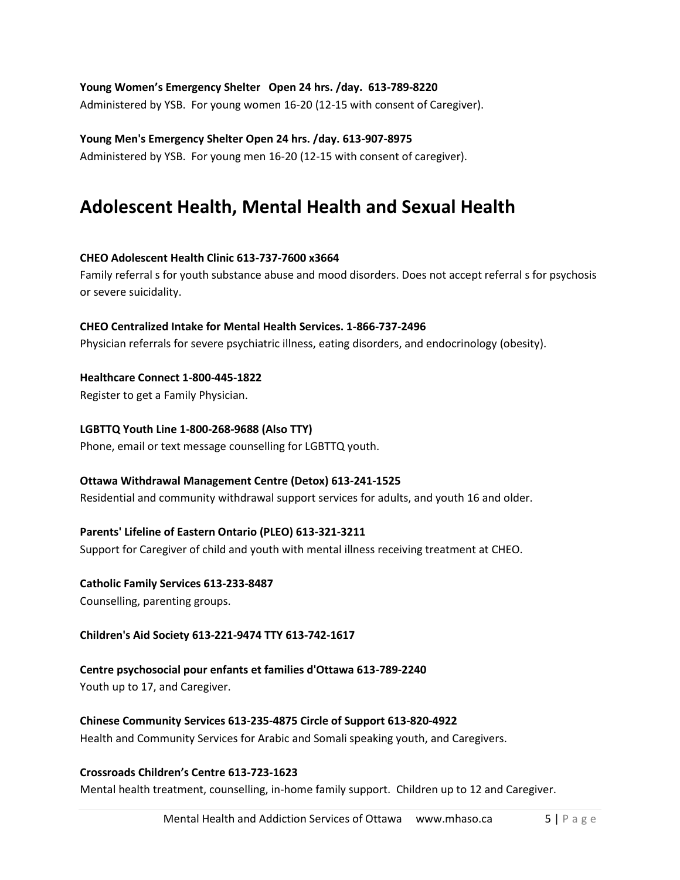**Young Women's Emergency Shelter Open 24 hrs. /day. 613-789-8220**
Administered by YSB. For young women 16-20 (12-15 with consent of Caregiver).

**Young Men's Emergency Shelter Open 24 hrs. /day. 613-907-8975**
Administered by YSB. For young men 16-20 (12-15 with consent of caregiver).

# Adolescent Health, Mental Health and Sexual Health

**CHEO Adolescent Health Clinic 613-737-7600 x3664**
Family referral s for youth substance abuse and mood disorders. Does not accept referral s for psychosis or severe suicidality.

**CHEO Centralized Intake for Mental Health Services. 1-866-737-2496**
Physician referrals for severe psychiatric illness, eating disorders, and endocrinology (obesity).

**Healthcare Connect 1-800-445-1822**
Register to get a Family Physician.

**LGBTTQ Youth Line 1-800-268-9688 (Also TTY)**
Phone, email or text message counselling for LGBTTQ youth.

**Ottawa Withdrawal Management Centre (Detox) 613-241-1525**
Residential and community withdrawal support services for adults, and youth 16 and older.

**Parents' Lifeline of Eastern Ontario (PLEO) 613-321-3211**
Support for Caregiver of child and youth with mental illness receiving treatment at CHEO.

**Catholic Family Services 613-233-8487**
Counselling, parenting groups.

**Children's Aid Society 613-221-9474 TTY 613-742-1617**

**Centre psychosocial pour enfants et families d'Ottawa 613-789-2240**
Youth up to 17, and Caregiver.

**Chinese Community Services 613-235-4875 Circle of Support 613-820-4922**
Health and Community Services for Arabic and Somali speaking youth, and Caregivers.

**Crossroads Children's Centre 613-723-1623**
Mental health treatment, counselling, in-home family support. Children up to 12 and Caregiver.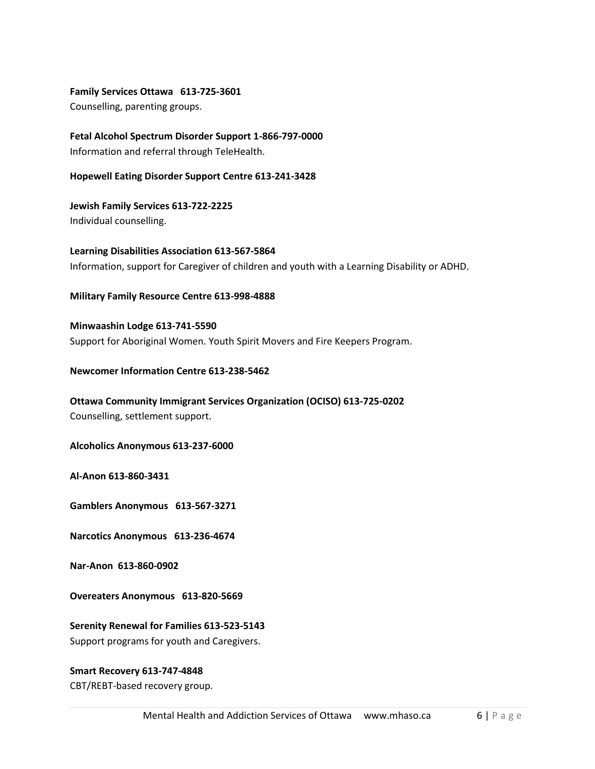**Family Services Ottawa   613-725-3601**
Counselling, parenting groups.

**Fetal Alcohol Spectrum Disorder Support 1-866-797-0000**
Information and referral through TeleHealth.

**Hopewell Eating Disorder Support Centre 613-241-3428**

**Jewish Family Services 613-722-2225**
Individual counselling.

**Learning Disabilities Association 613-567-5864**
Information, support for Caregiver of children and youth with a Learning Disability or ADHD.

**Military Family Resource Centre 613-998-4888**

**Minwaashin Lodge 613-741-5590**
Support for Aboriginal Women. Youth Spirit Movers and Fire Keepers Program.

**Newcomer Information Centre 613-238-5462**

**Ottawa Community Immigrant Services Organization (OCISO) 613-725-0202**
Counselling, settlement support.

**Alcoholics Anonymous 613-237-6000**

**Al-Anon 613-860-3431**

**Gamblers Anonymous   613-567-3271**

**Narcotics Anonymous   613-236-4674**

**Nar-Anon  613-860-0902**

**Overeaters Anonymous   613-820-5669**

**Serenity Renewal for Families 613-523-5143**
Support programs for youth and Caregivers.

**Smart Recovery 613-747-4848**
CBT/REBT-based recovery group.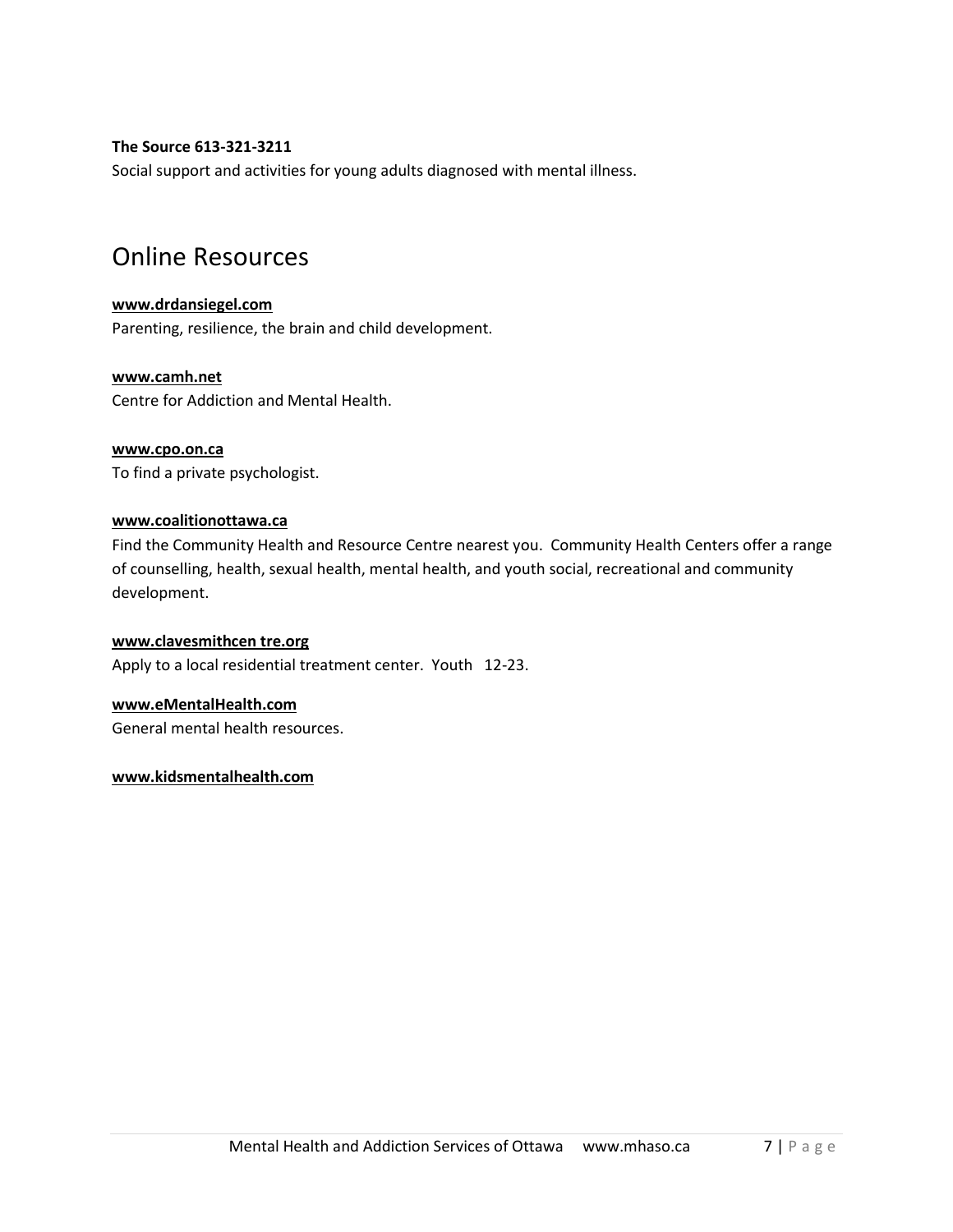**The Source 613-321-3211**

Social support and activities for young adults diagnosed with mental illness.

## Online Resources

**www.drdansiegel.com**

Parenting, resilience, the brain and child development.

**www.camh.net**

Centre for Addiction and Mental Health.

**www.cpo.on.ca**

To find a private psychologist.

**www.coalitionottawa.ca**

Find the Community Health and Resource Centre nearest you. Community Health Centers offer a range of counselling, health, sexual health, mental health, and youth social, recreational and community development.

**www.clavesmithcen tre.org**

Apply to a local residential treatment center. Youth 12-23.

**www.eMentalHealth.com**

General mental health resources.

**www.kidsmentalhealth.com**